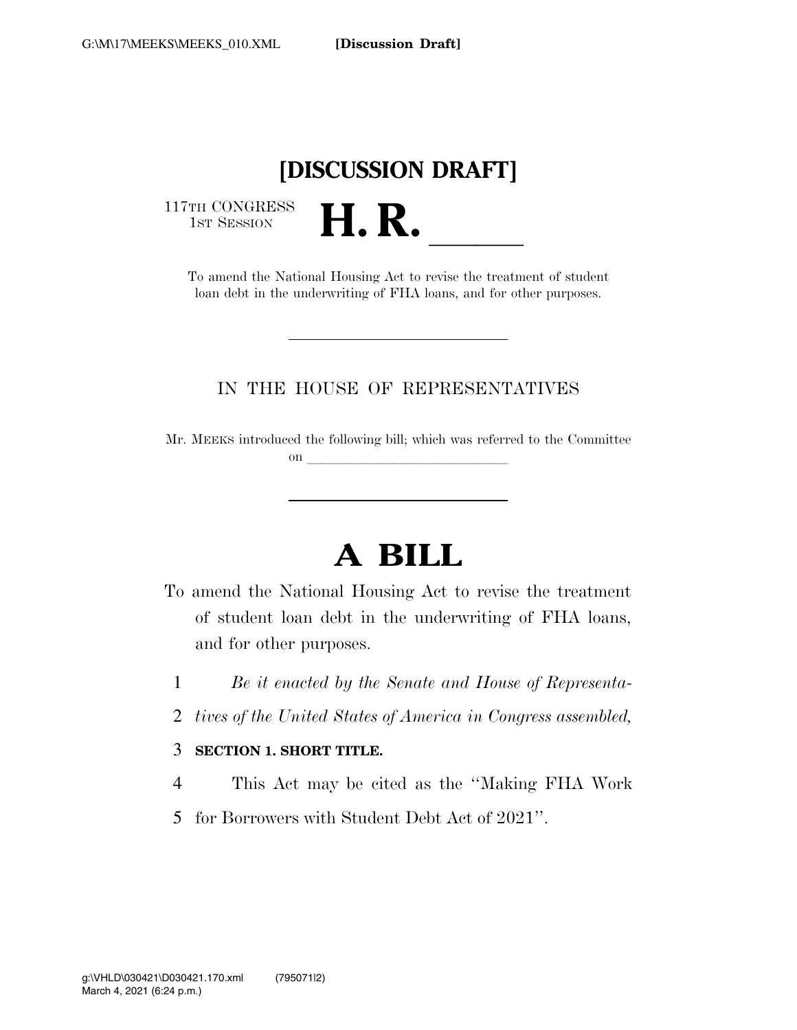[Discussion Draft]

# [DISCUSSION DRAFT]

117TH CONGRESS
1ST SESSION

# H. R. ______

To amend the National Housing Act to revise the treatment of student loan debt in the underwriting of FHA loans, and for other purposes.

---

IN THE HOUSE OF REPRESENTATIVES

Mr. MEEKS introduced the following bill; which was referred to the Committee on ______________________________

---

# A BILL

To amend the National Housing Act to revise the treatment of student loan debt in the underwriting of FHA loans, and for other purposes.

1 *Be it enacted by the Senate and House of Representa-*
2 *tives of the United States of America in Congress assembled,*

3 **SECTION 1. SHORT TITLE.**

4 This Act may be cited as the ''Making FHA Work
5 for Borrowers with Student Debt Act of 2021''.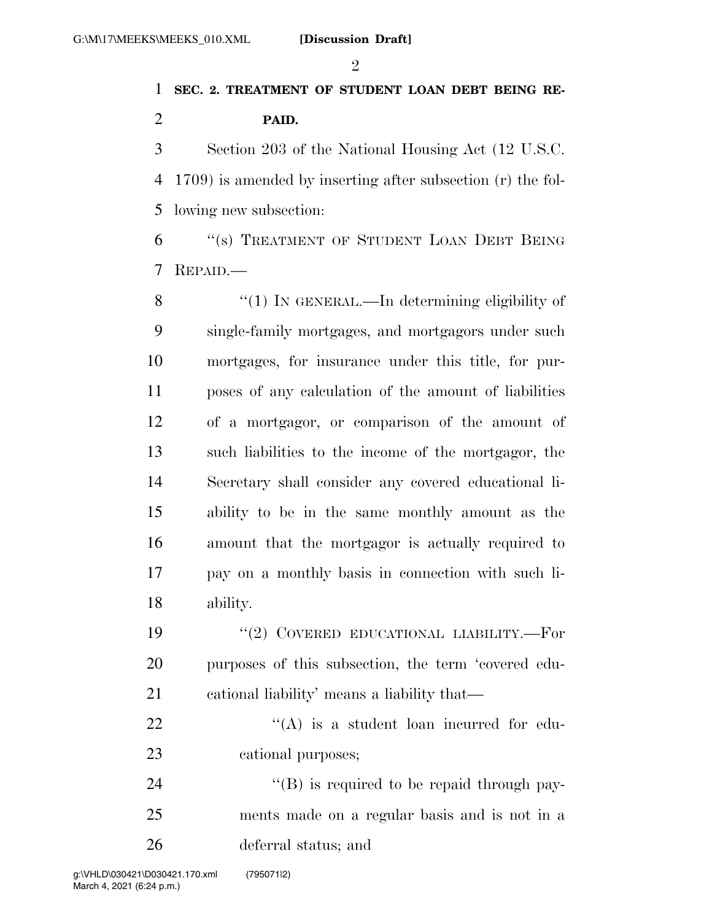**SEC. 2. TREATMENT OF STUDENT LOAN DEBT BEING REPAID.**

Section 203 of the National Housing Act (12 U.S.C. 1709) is amended by inserting after subsection (r) the following new subsection:

"(s) TREATMENT OF STUDENT LOAN DEBT BEING REPAID.—

"(1) IN GENERAL.—In determining eligibility of single-family mortgages, and mortgagors under such mortgages, for insurance under this title, for purposes of any calculation of the amount of liabilities of a mortgagor, or comparison of the amount of such liabilities to the income of the mortgagor, the Secretary shall consider any covered educational liability to be in the same monthly amount as the amount that the mortgagor is actually required to pay on a monthly basis in connection with such liability.

"(2) COVERED EDUCATIONAL LIABILITY.—For purposes of this subsection, the term 'covered educational liability' means a liability that—

"(A) is a student loan incurred for educational purposes;

"(B) is required to be repaid through payments made on a regular basis and is not in a deferral status; and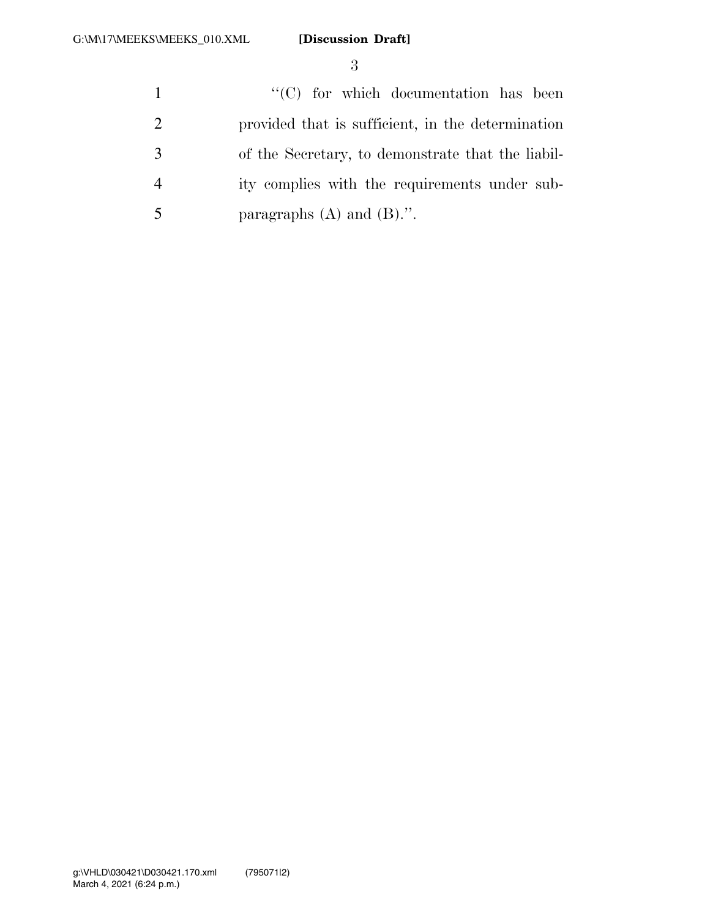"(C) for which documentation has been provided that is sufficient, in the determination of the Secretary, to demonstrate that the liability complies with the requirements under subparagraphs (A) and (B).".